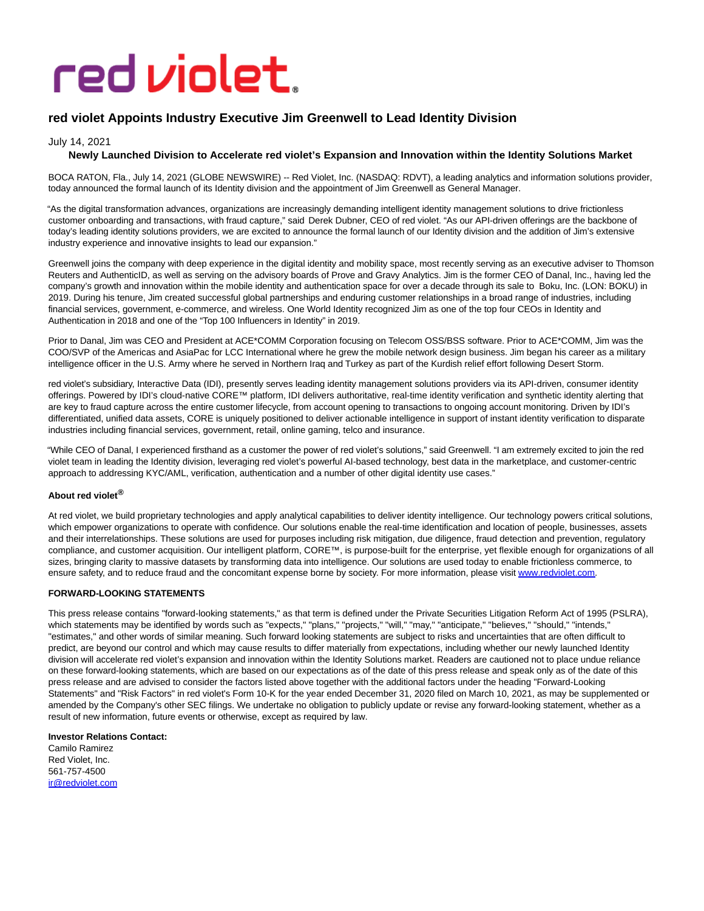# red violet Appoints Industry Executive Jim Greenwell to Lead Identity Division

July 14, 2021

**Newly Launched Division to Accelerate red violet's Expansion and Innovation within the Identity Solutions Market**

BOCA RATON, Fla., July 14, 2021 (GLOBE NEWSWIRE) -- Red Violet, Inc. (NASDAQ: RDVT), a leading analytics and information solutions provider, today announced the formal launch of its Identity division and the appointment of Jim Greenwell as General Manager.

"As the digital transformation advances, organizations are increasingly demanding intelligent identity management solutions to drive frictionless customer onboarding and transactions, with fraud capture," said Derek Dubner, CEO of red violet. "As our API-driven offerings are the backbone of today's leading identity solutions providers, we are excited to announce the formal launch of our Identity division and the addition of Jim's extensive industry experience and innovative insights to lead our expansion."

Greenwell joins the company with deep experience in the digital identity and mobility space, most recently serving as an executive adviser to Thomson Reuters and AuthenticID, as well as serving on the advisory boards of Prove and Gravy Analytics. Jim is the former CEO of Danal, Inc., having led the company's growth and innovation within the mobile identity and authentication space for over a decade through its sale to Boku, Inc. (LON: BOKU) in 2019. During his tenure, Jim created successful global partnerships and enduring customer relationships in a broad range of industries, including financial services, government, e-commerce, and wireless. One World Identity recognized Jim as one of the top four CEOs in Identity and Authentication in 2018 and one of the "Top 100 Influencers in Identity" in 2019.

Prior to Danal, Jim was CEO and President at ACE*COMM Corporation focusing on Telecom OSS/BSS software. Prior to ACE*COMM, Jim was the COO/SVP of the Americas and AsiaPac for LCC International where he grew the mobile network design business. Jim began his career as a military intelligence officer in the U.S. Army where he served in Northern Iraq and Turkey as part of the Kurdish relief effort following Desert Storm.

red violet's subsidiary, Interactive Data (IDI), presently serves leading identity management solutions providers via its API-driven, consumer identity offerings. Powered by IDI's cloud-native CORE™ platform, IDI delivers authoritative, real-time identity verification and synthetic identity alerting that are key to fraud capture across the entire customer lifecycle, from account opening to transactions to ongoing account monitoring. Driven by IDI's differentiated, unified data assets, CORE is uniquely positioned to deliver actionable intelligence in support of instant identity verification to disparate industries including financial services, government, retail, online gaming, telco and insurance.

"While CEO of Danal, I experienced firsthand as a customer the power of red violet's solutions," said Greenwell. "I am extremely excited to join the red violet team in leading the Identity division, leveraging red violet's powerful AI-based technology, best data in the marketplace, and customer-centric approach to addressing KYC/AML, verification, authentication and a number of other digital identity use cases."

**About red violet®**

At red violet, we build proprietary technologies and apply analytical capabilities to deliver identity intelligence. Our technology powers critical solutions, which empower organizations to operate with confidence. Our solutions enable the real-time identification and location of people, businesses, assets and their interrelationships. These solutions are used for purposes including risk mitigation, due diligence, fraud detection and prevention, regulatory compliance, and customer acquisition. Our intelligent platform, CORE™, is purpose-built for the enterprise, yet flexible enough for organizations of all sizes, bringing clarity to massive datasets by transforming data into intelligence. Our solutions are used today to enable frictionless commerce, to ensure safety, and to reduce fraud and the concomitant expense borne by society. For more information, please visit [www.redviolet.com](http://www.redviolet.com).

**FORWARD-LOOKING STATEMENTS**

This press release contains "forward-looking statements," as that term is defined under the Private Securities Litigation Reform Act of 1995 (PSLRA), which statements may be identified by words such as "expects," "plans," "projects," "will," "may," "anticipate," "believes," "should," "intends," "estimates," and other words of similar meaning. Such forward looking statements are subject to risks and uncertainties that are often difficult to predict, are beyond our control and which may cause results to differ materially from expectations, including whether our newly launched Identity division will accelerate red violet's expansion and innovation within the Identity Solutions market. Readers are cautioned not to place undue reliance on these forward-looking statements, which are based on our expectations as of the date of this press release and speak only as of the date of this press release and are advised to consider the factors listed above together with the additional factors under the heading "Forward-Looking Statements" and "Risk Factors" in red violet's Form 10-K for the year ended December 31, 2020 filed on March 10, 2021, as may be supplemented or amended by the Company's other SEC filings. We undertake no obligation to publicly update or revise any forward-looking statement, whether as a result of new information, future events or otherwise, except as required by law.

**Investor Relations Contact:**
Camilo Ramirez
Red Violet, Inc.
561-757-4500
[ir@redviolet.com](mailto:ir@redviolet.com)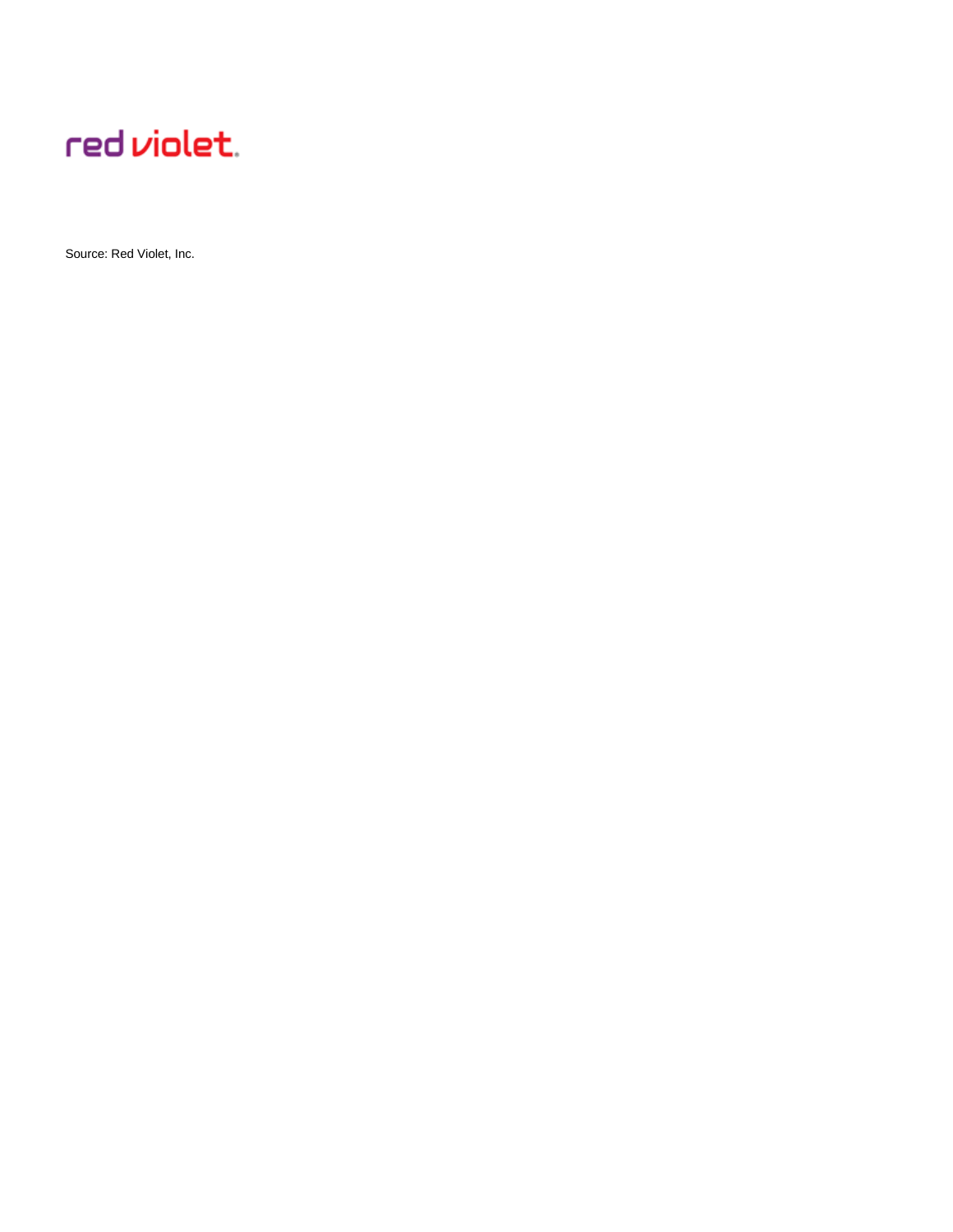red violet.

Source: Red Violet, Inc.